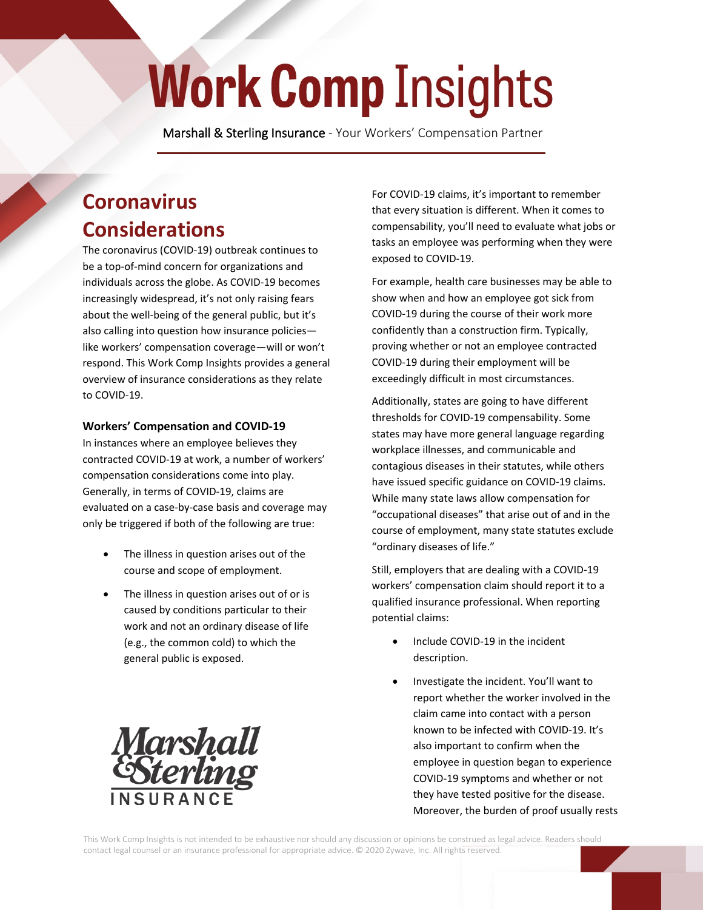# Work Comp Insights

Marshall & Sterling Insurance - Your Workers' Compensation Partner

## Coronavirus Considerations

The coronavirus (COVID-19) outbreak continues to be a top-of-mind concern for organizations and individuals across the globe. As COVID-19 becomes increasingly widespread, it's not only raising fears about the well-being of the general public, but it's also calling into question how insurance policies—like workers' compensation coverage—will or won't respond. This Work Comp Insights provides a general overview of insurance considerations as they relate to COVID-19.

### Workers' Compensation and COVID-19

In instances where an employee believes they contracted COVID-19 at work, a number of workers' compensation considerations come into play. Generally, in terms of COVID-19, claims are evaluated on a case-by-case basis and coverage may only be triggered if both of the following are true:

- The illness in question arises out of the course and scope of employment.
- The illness in question arises out of or is caused by conditions particular to their work and not an ordinary disease of life (e.g., the common cold) to which the general public is exposed.

For COVID-19 claims, it's important to remember that every situation is different. When it comes to compensability, you'll need to evaluate what jobs or tasks an employee was performing when they were exposed to COVID-19.

For example, health care businesses may be able to show when and how an employee got sick from COVID-19 during the course of their work more confidently than a construction firm. Typically, proving whether or not an employee contracted COVID-19 during their employment will be exceedingly difficult in most circumstances.

Additionally, states are going to have different thresholds for COVID-19 compensability. Some states may have more general language regarding workplace illnesses, and communicable and contagious diseases in their statutes, while others have issued specific guidance on COVID-19 claims. While many state laws allow compensation for "occupational diseases" that arise out of and in the course of employment, many state statutes exclude "ordinary diseases of life."

Still, employers that are dealing with a COVID-19 workers' compensation claim should report it to a qualified insurance professional. When reporting potential claims:

- Include COVID-19 in the incident description.
- Investigate the incident. You'll want to report whether the worker involved in the claim came into contact with a person known to be infected with COVID-19. It's also important to confirm when the employee in question began to experience COVID-19 symptoms and whether or not they have tested positive for the disease. Moreover, the burden of proof usually rests

Marshall & Sterling INSURANCE

This Work Comp Insights is not intended to be exhaustive nor should any discussion or opinions be construed as legal advice. Readers should contact legal counsel or an insurance professional for appropriate advice. © 2020 Zywave, Inc. All rights reserved.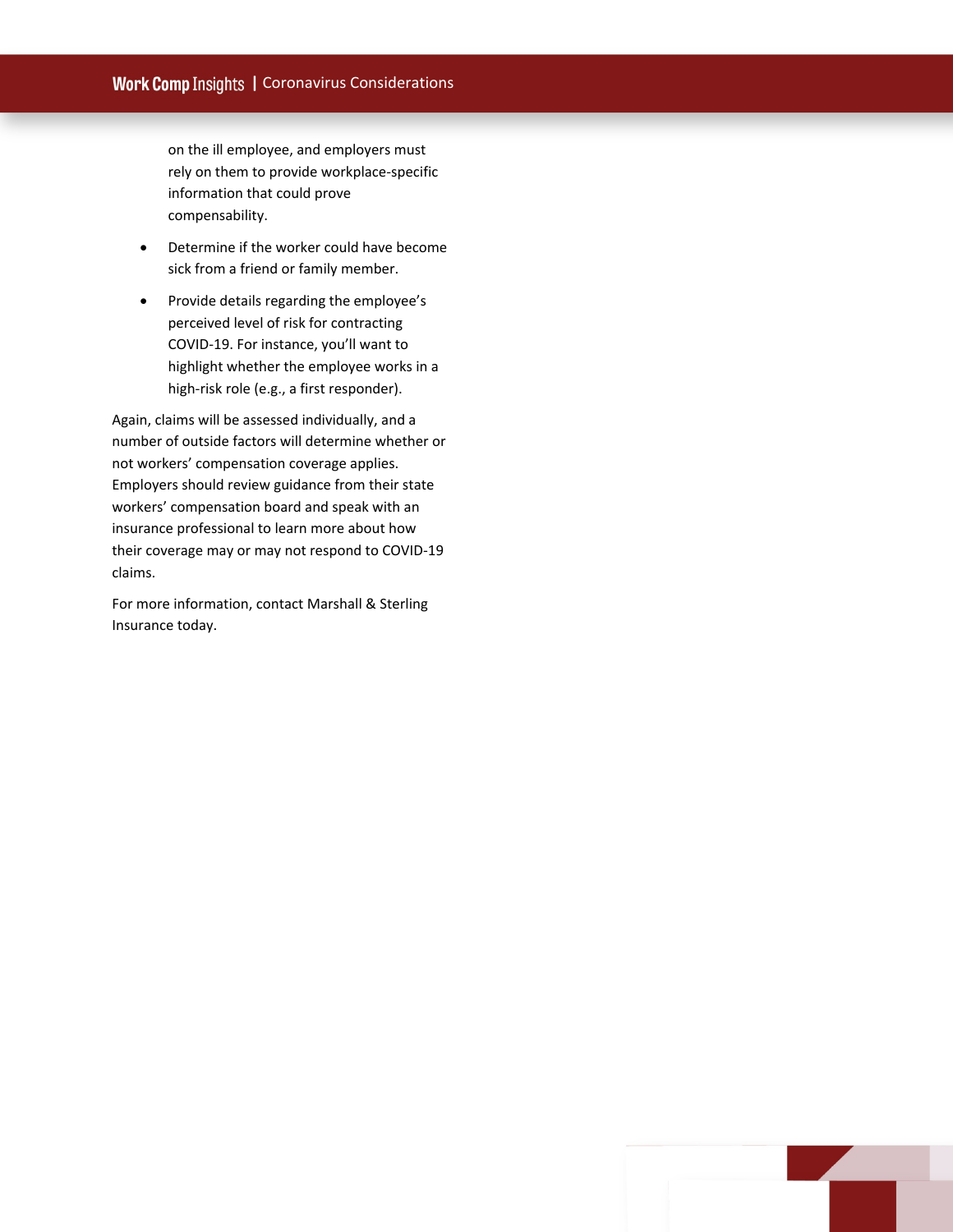on the ill employee, and employers must rely on them to provide workplace-specific information that could prove compensability.

- Determine if the worker could have become sick from a friend or family member.
- Provide details regarding the employee's perceived level of risk for contracting COVID-19. For instance, you'll want to highlight whether the employee works in a high-risk role (e.g., a first responder).

Again, claims will be assessed individually, and a number of outside factors will determine whether or not workers' compensation coverage applies. Employers should review guidance from their state workers' compensation board and speak with an insurance professional to learn more about how their coverage may or may not respond to COVID-19 claims.

For more information, contact Marshall & Sterling Insurance today.